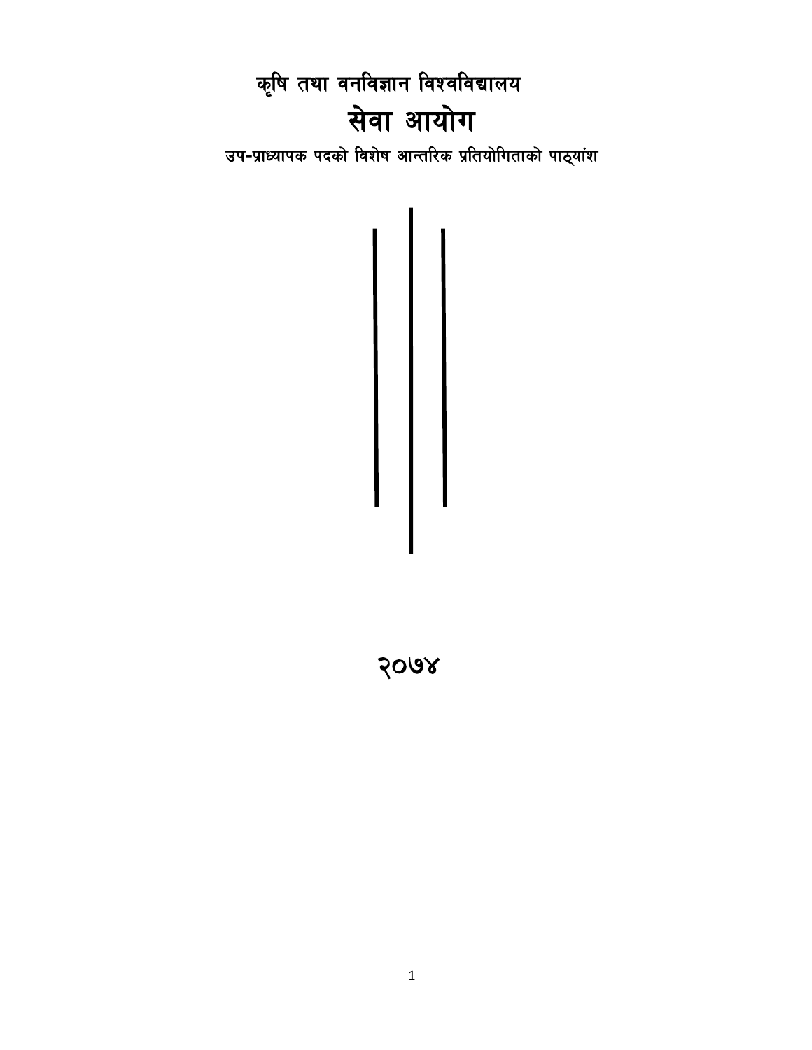# कृषि तथा वनविज्ञान विश्वविद्यालय

# सेवा आयोग

### उप-प्राध्यापक पदको विशेष आन्तरिक प्रतियोगिताको पाठ्यांश

## २०७४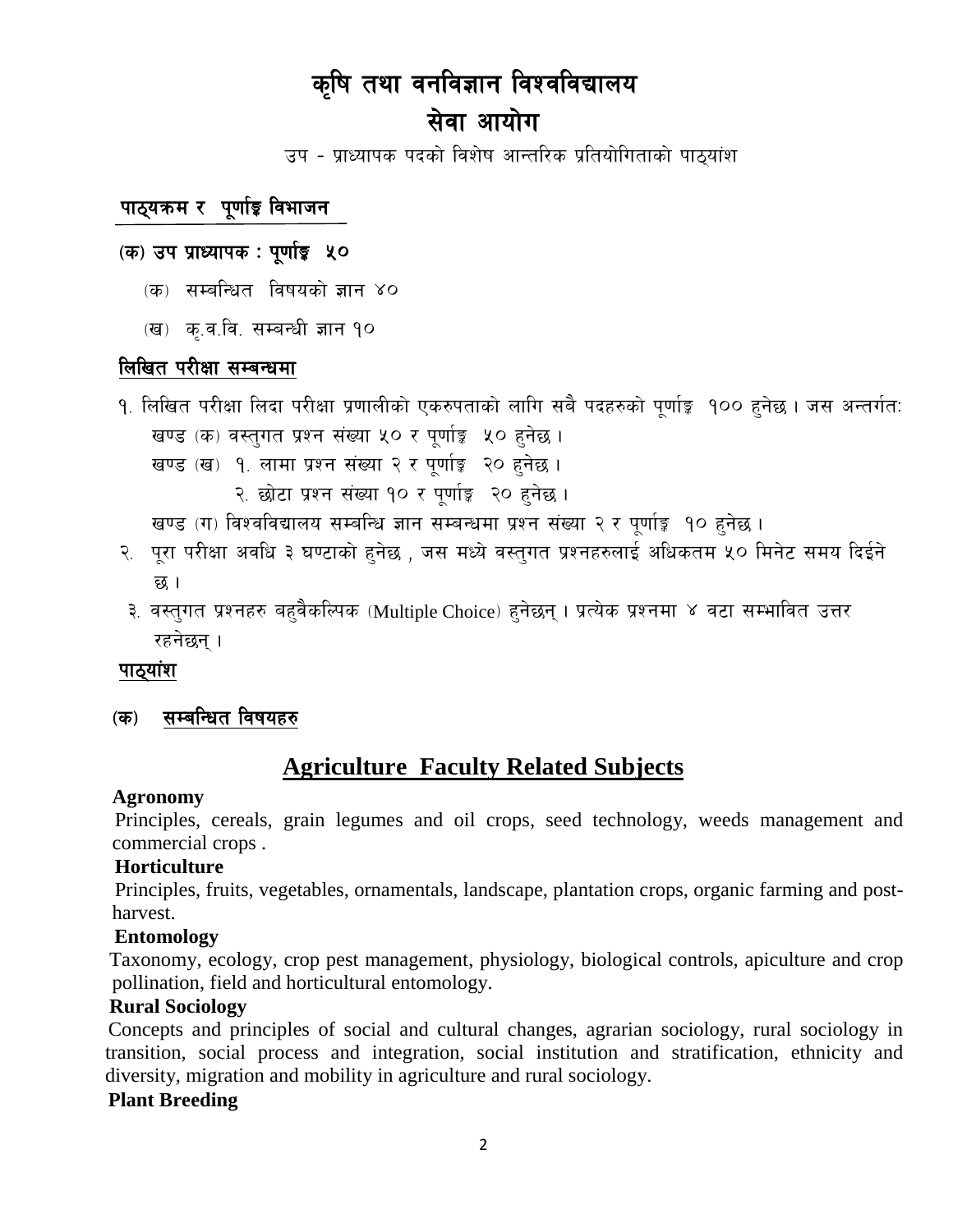# कृषि तथा वनविज्ञान विश्वविद्यालय

# सेवा आयोग

उप - प्राध्यापक पदको विशेष आन्तरिक प्रतियोगिताको पाठ्यांश

## पाठ्यक्रम र पूर्णाङ्क विभाजन

### (क) उप प्राध्यापक : पूर्णाङ्क ५०

(क) सम्बन्धित विषयको ज्ञान ४०

(ख) कृ.व.वि. सम्बन्धी ज्ञान १०

## लिखित परीक्षा सम्बन्धमा

१. लिखित परीक्षा लिदा परीक्षा प्रणालीको एकरुपताको लागि सबै पदहरुको पूर्णाङ्क १०० हुनेछ। जस अन्तर्गत:
   खण्ड (क) वस्तुगत प्रश्न संख्या ५० र पूर्णाङ्क ५० हुनेछ।
   खण्ड (ख) १. लामा प्रश्न संख्या २ र पूर्णाङ्क २० हुनेछ।
   २. छोटा प्रश्न संख्या १० र पूर्णाङ्क २० हुनेछ।
   खण्ड (ग) विश्वविद्यालय सम्बन्धि ज्ञान सम्बन्धमा प्रश्न संख्या २ र पूर्णाङ्क १० हुनेछ।

२. पूरा परीक्षा अवधि ३ घण्टाको हुनेछ , जस मध्ये वस्तुगत प्रश्नहरुलाई अधिकतम ५० मिनेट समय दिईने छ।

३. वस्तुगत प्रश्नहरु बहुवैकल्पिक (Multiple Choice) हुनेछन्। प्रत्येक प्रश्नमा ४ वटा सम्भावित उत्तर रहनेछन्।

## पाठ्यांश

### (क) सम्बन्धित विषयहरु

## Agriculture Faculty Related Subjects

**Agronomy**

Principles, cereals, grain legumes and oil crops, seed technology, weeds management and commercial crops .

**Horticulture**

Principles, fruits, vegetables, ornamentals, landscape, plantation crops, organic farming and post-harvest.

**Entomology**

Taxonomy, ecology, crop pest management, physiology, biological controls, apiculture and crop pollination, field and horticultural entomology.

**Rural Sociology**

Concepts and principles of social and cultural changes, agrarian sociology, rural sociology in transition, social process and integration, social institution and stratification, ethnicity and diversity, migration and mobility in agriculture and rural sociology.

**Plant Breeding**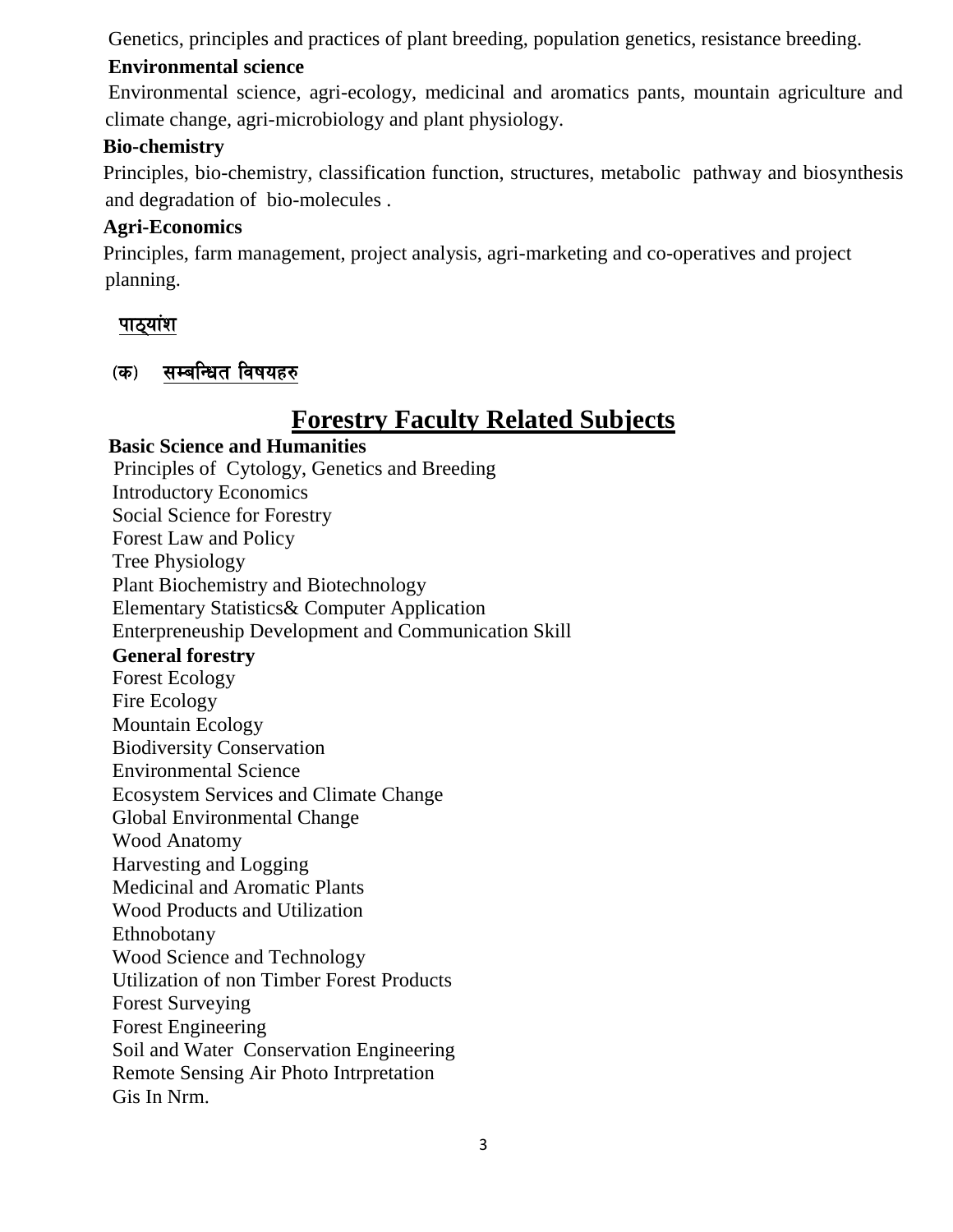Genetics, principles and practices of plant breeding, population genetics, resistance breeding.

**Environmental science**

Environmental science, agri-ecology, medicinal and aromatics pants, mountain agriculture and climate change, agri-microbiology and plant physiology.

**Bio-chemistry**

Principles, bio-chemistry, classification function, structures, metabolic pathway and biosynthesis and degradation of bio-molecules .

**Agri-Economics**

Principles, farm management, project analysis, agri-marketing and co-operatives and project planning.

<u>पाठ्यांश</u>

(क) <u>सम्बन्धित विषयहरु</u>

# Forestry Faculty Related Subjects

**Basic Science and Humanities**

Principles of Cytology, Genetics and Breeding
Introductory Economics
Social Science for Forestry
Forest Law and Policy
Tree Physiology
Plant Biochemistry and Biotechnology
Elementary Statistics& Computer Application
Enterpreneuship Development and Communication Skill

**General forestry**

Forest Ecology
Fire Ecology
Mountain Ecology
Biodiversity Conservation
Environmental Science
Ecosystem Services and Climate Change
Global Environmental Change
Wood Anatomy
Harvesting and Logging
Medicinal and Aromatic Plants
Wood Products and Utilization
Ethnobotany
Wood Science and Technology
Utilization of non Timber Forest Products
Forest Surveying
Forest Engineering
Soil and Water Conservation Engineering
Remote Sensing Air Photo Intrpretation
Gis In Nrm.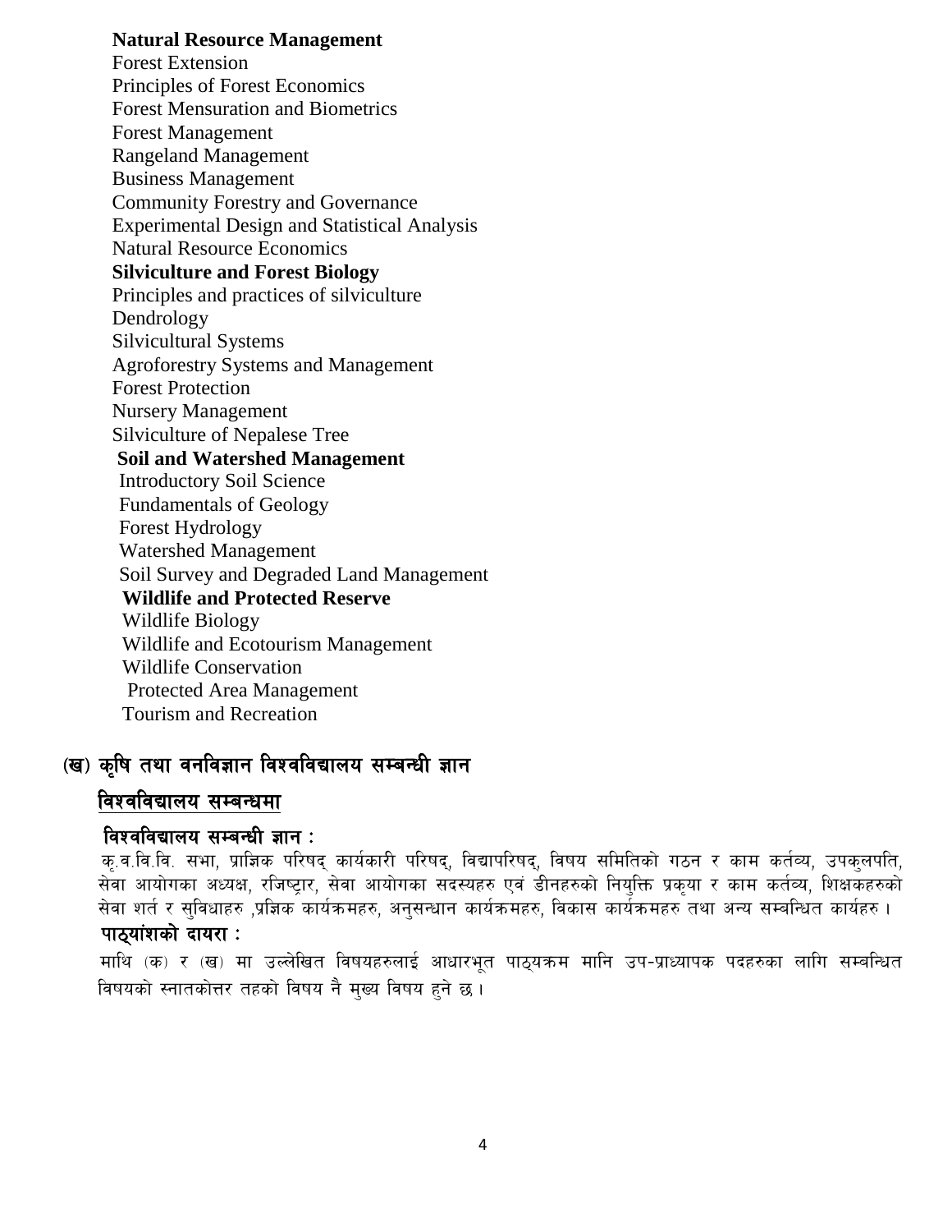**Natural Resource Management**

Forest Extension
Principles of Forest Economics
Forest Mensuration and Biometrics
Forest Management
Rangeland Management
Business Management
Community Forestry and Governance
Experimental Design and Statistical Analysis
Natural Resource Economics

**Silviculture and Forest Biology**

Principles and practices of silviculture
Dendrology
Silvicultural Systems
Agroforestry Systems and Management
Forest Protection
Nursery Management
Silviculture of Nepalese Tree

**Soil and Watershed Management**

Introductory Soil Science
Fundamentals of Geology
Forest Hydrology
Watershed Management
Soil Survey and Degraded Land Management

**Wildlife and Protected Reserve**

Wildlife Biology
Wildlife and Ecotourism Management
Wildlife Conservation
Protected Area Management
Tourism and Recreation

## (ख) कृषि तथा वनविज्ञान विश्वविद्यालय सम्बन्धी ज्ञान

### <u>विश्वविद्यालय सम्बन्धमा</u>

**विश्वविद्यालय सम्बन्धी ज्ञान :**

कृ.व.वि.वि. सभा, प्राज्ञिक परिषद् कार्यकारी परिषद्, विद्यापरिषद्, विषय समितिको गठन र काम कर्तव्य, उपकुलपति, सेवा आयोगका अध्यक्ष, रजिष्ट्रार, सेवा आयोगका सदस्यहरु एवं डीनहरुको नियुक्ति प्रकृया र काम कर्तव्य, शिक्षकहरुको सेवा शर्त र सुविधाहरु ,प्रज्ञिक कार्यक्रमहरु, अनुसन्धान कार्यक्रमहरु, विकास कार्यक्रमहरु तथा अन्य सम्बन्धित कार्यहरु ।

**पाठ्यांशको दायरा :**

माथि (क) र (ख) मा उल्लेखित विषयहरुलाई आधारभूत पाठ्यक्रम मानि उप-प्राध्यापक पदहरुका लागि सम्बन्धित विषयको स्नातकोत्तर तहको विषय नै मुख्य विषय हुने छ ।